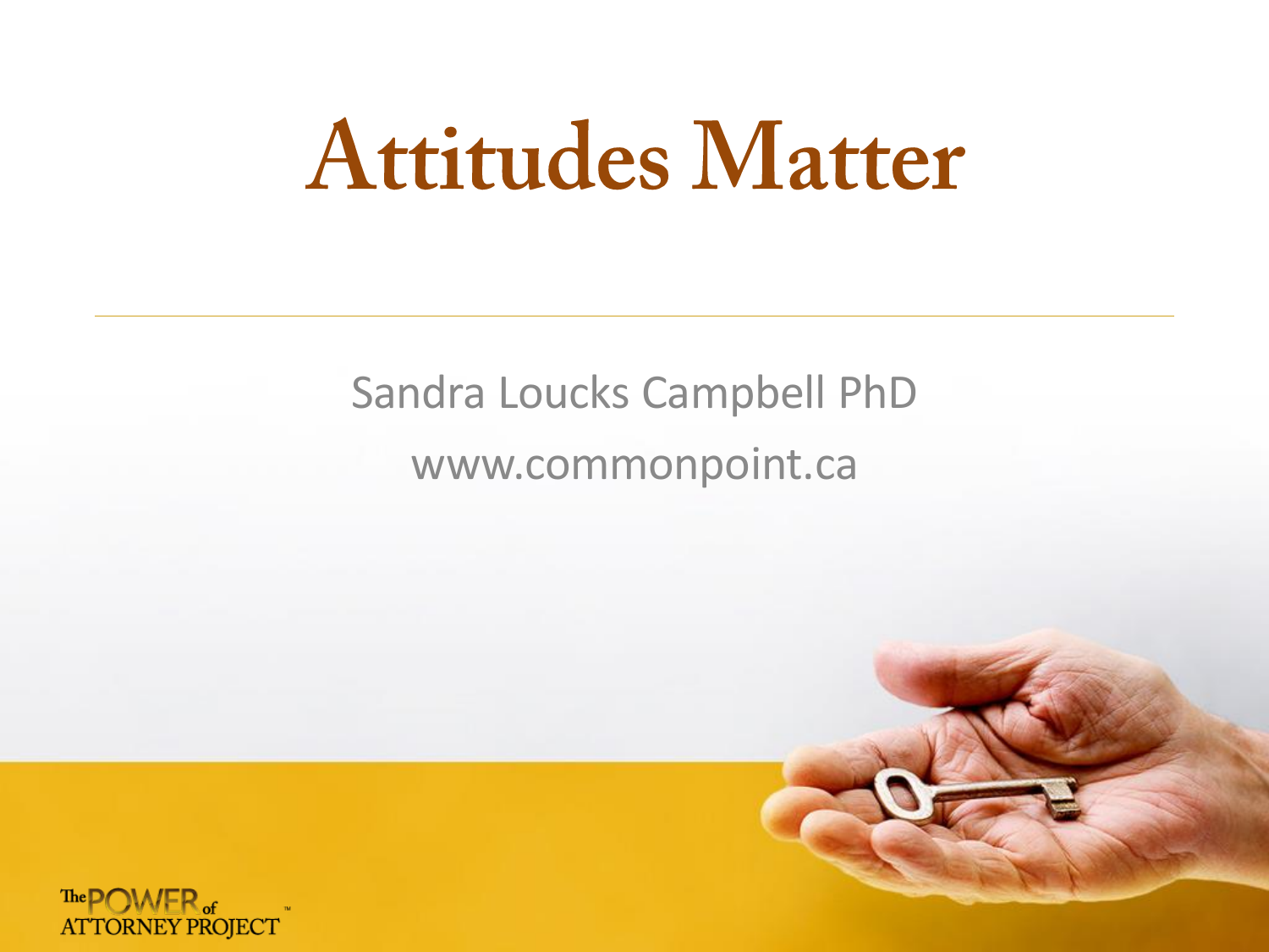# Attitudes Matter

Sandra Loucks Campbell PhD

www.commonpoint.ca

The POWER of ATTORNEY PROJECT™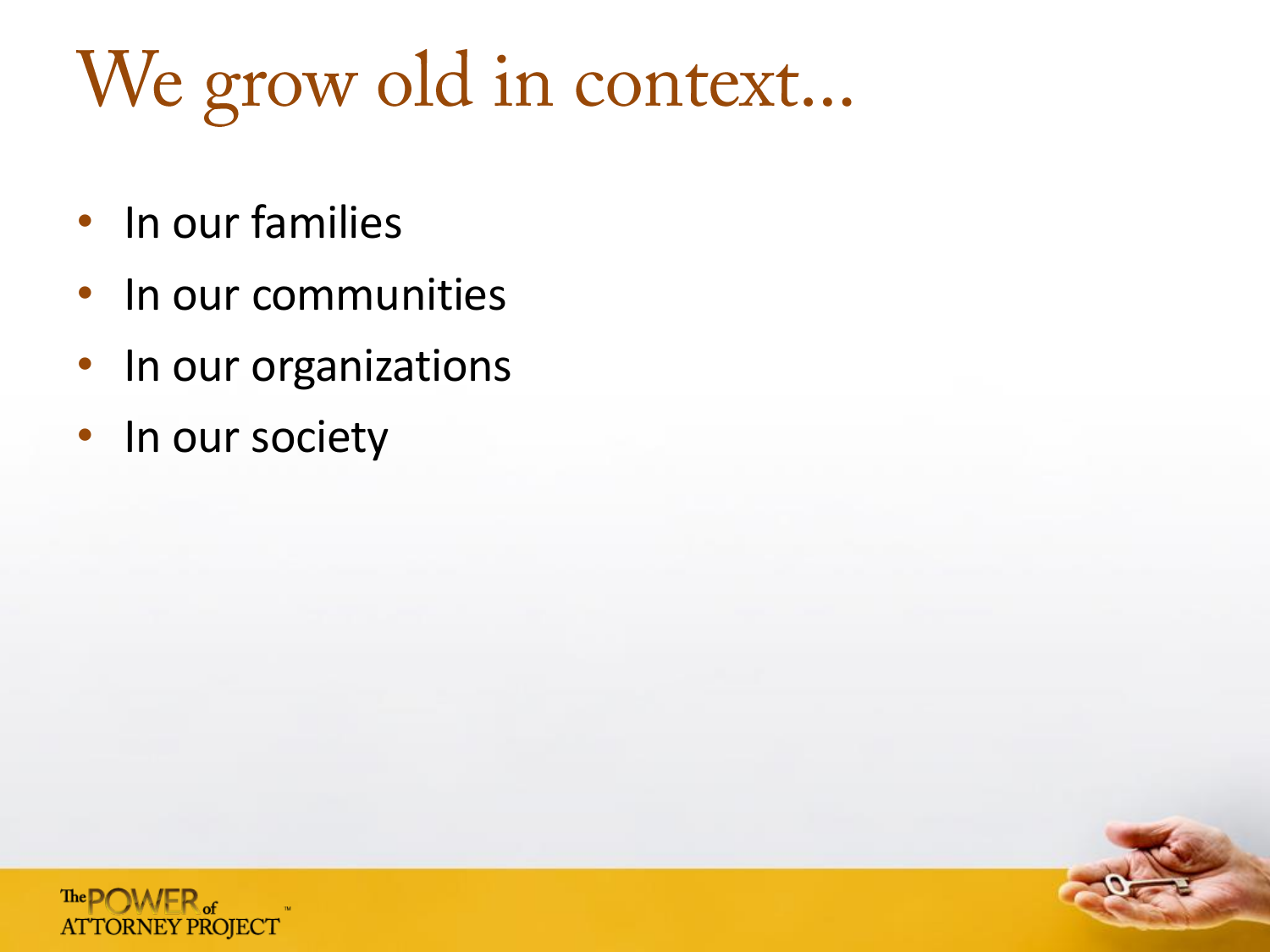# We grow old in context...

- In our families
- In our communities
- In our organizations
- In our society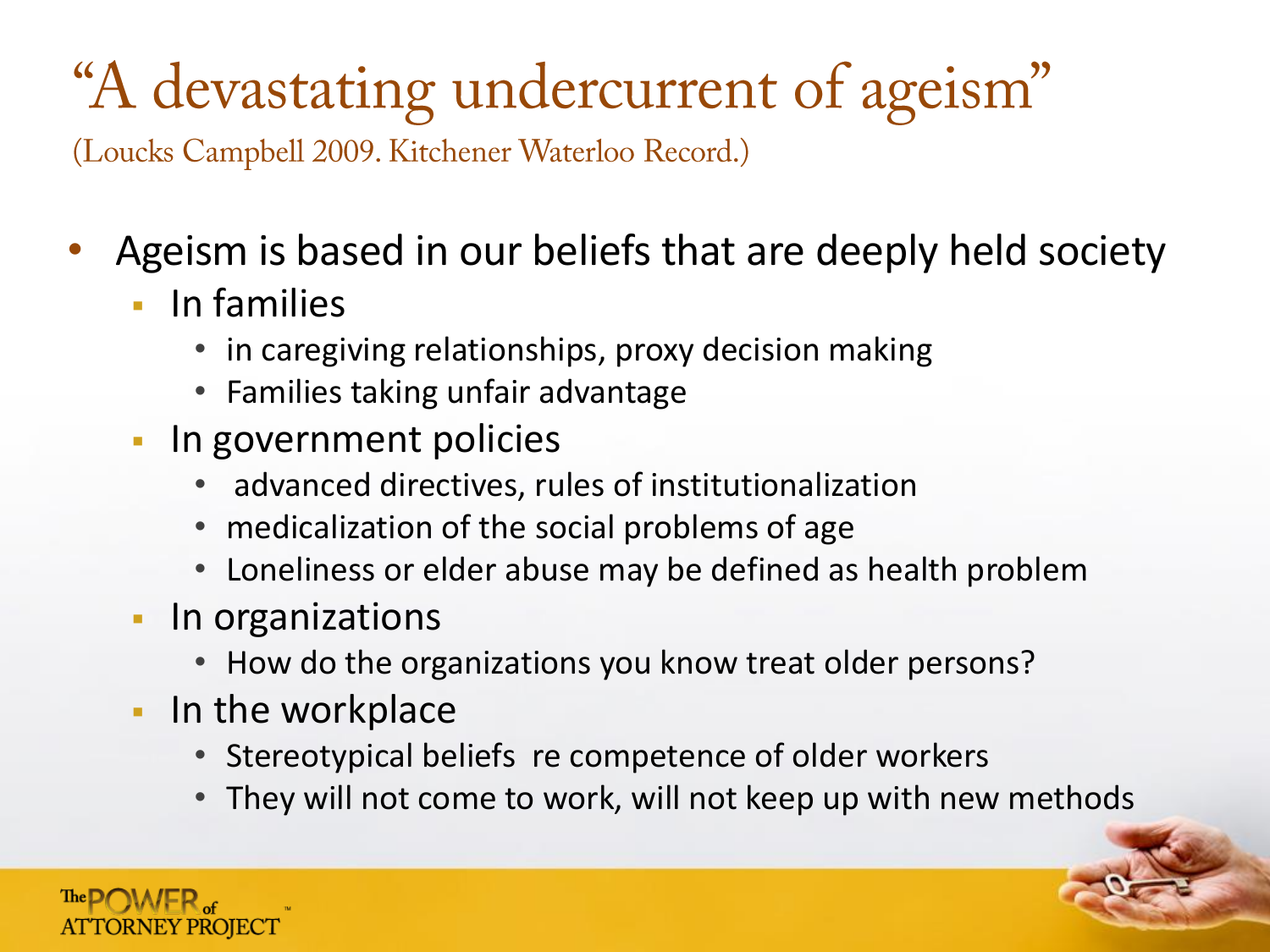# "A devastating undercurrent of ageism"

(Loucks Campbell 2009. Kitchener Waterloo Record.)

- Ageism is based in our beliefs that are deeply held society
  - In families
    - in caregiving relationships, proxy decision making
    - Families taking unfair advantage
  - In government policies
    - advanced directives, rules of institutionalization
    - medicalization of the social problems of age
    - Loneliness or elder abuse may be defined as health problem
  - In organizations
    - How do the organizations you know treat older persons?
  - In the workplace
    - Stereotypical beliefs re competence of older workers
    - They will not come to work, will not keep up with new methods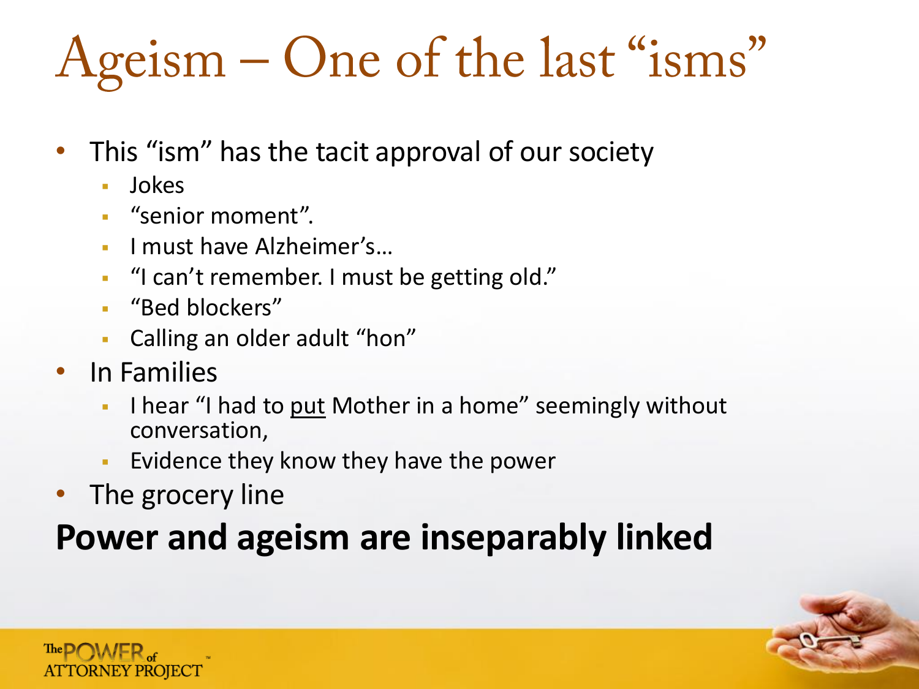# Ageism – One of the last "isms"

- This "ism" has the tacit approval of our society
  - Jokes
  - "senior moment".
  - I must have Alzheimer's…
  - "I can't remember. I must be getting old."
  - "Bed blockers"
  - Calling an older adult "hon"
- In Families
  - I hear "I had to <u>put</u> Mother in a home" seemingly without conversation,
  - Evidence they know they have the power
- The grocery line

**Power and ageism are inseparably linked**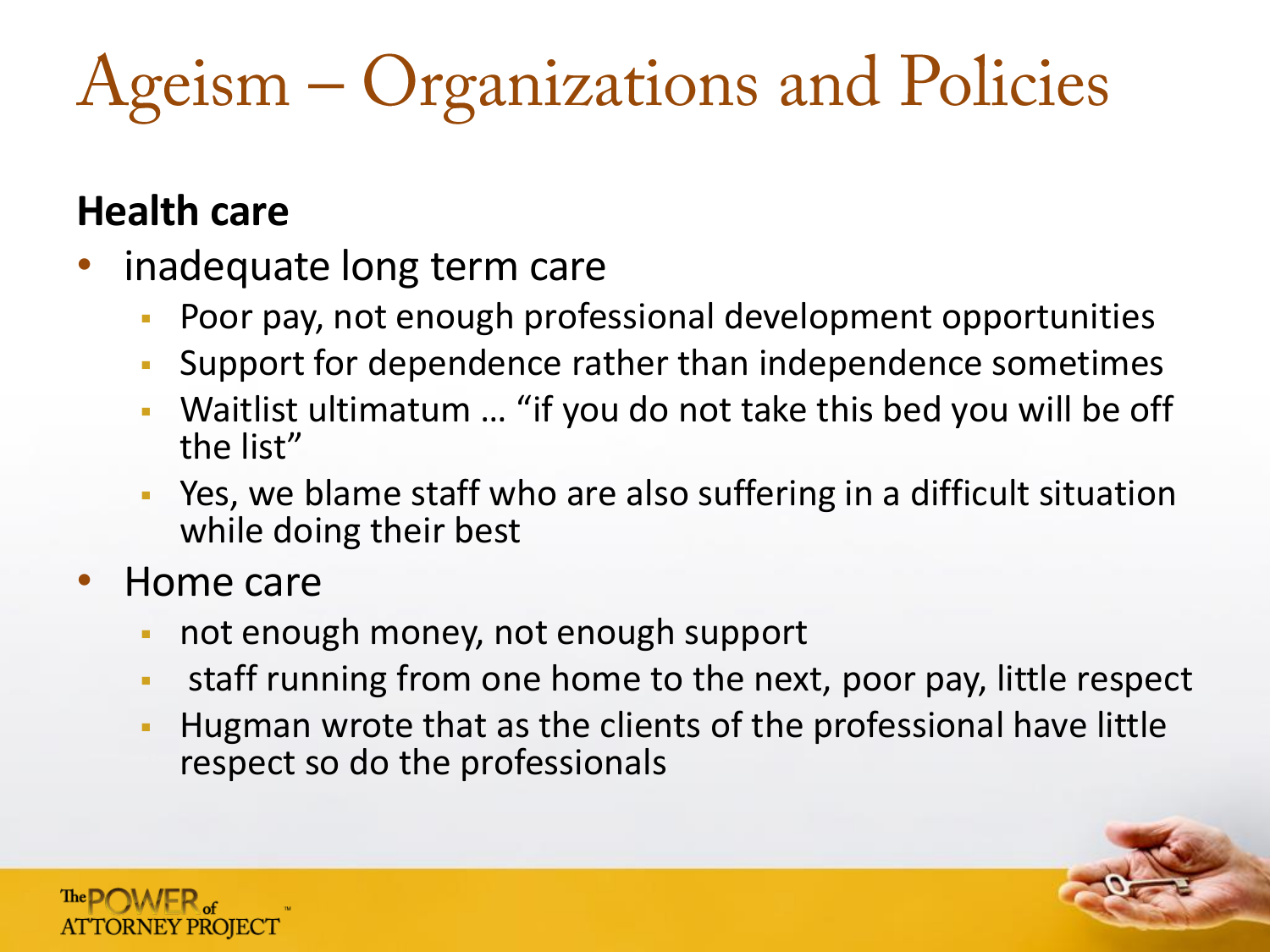# Ageism – Organizations and Policies

**Health care**

- inadequate long term care
  - Poor pay, not enough professional development opportunities
  - Support for dependence rather than independence sometimes
  - Waitlist ultimatum … "if you do not take this bed you will be off the list"
  - Yes, we blame staff who are also suffering in a difficult situation while doing their best
- Home care
  - not enough money, not enough support
  - staff running from one home to the next, poor pay, little respect
  - Hugman wrote that as the clients of the professional have little respect so do the professionals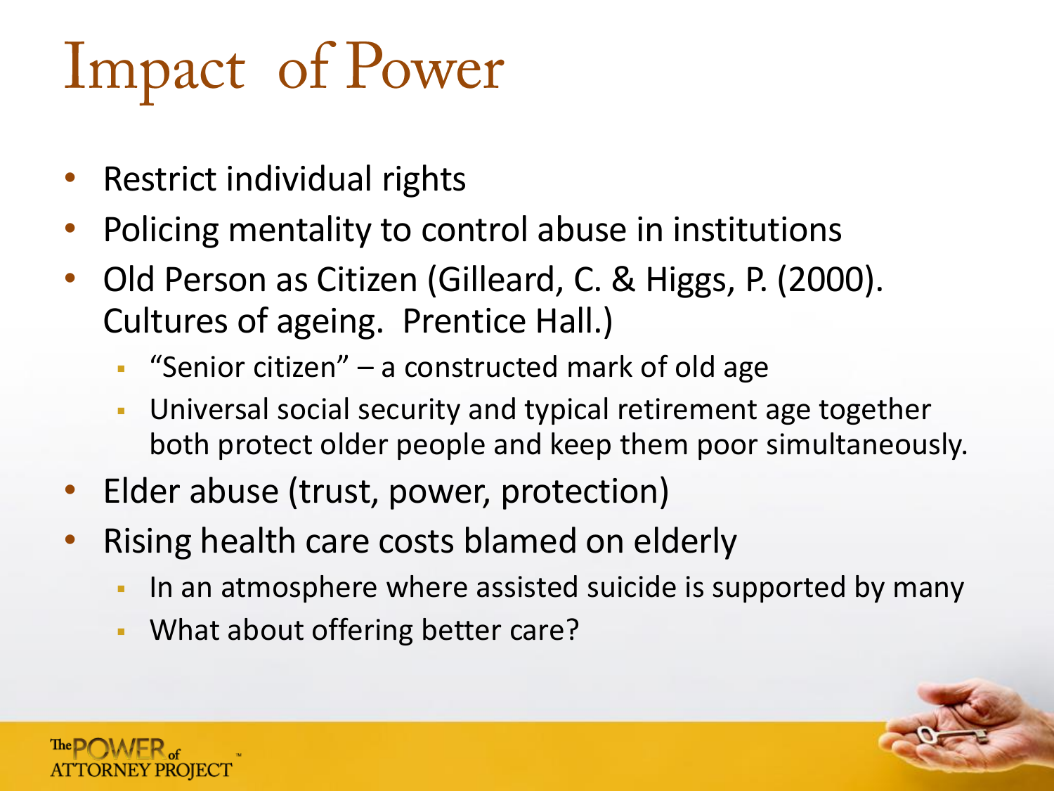# Impact of Power

- Restrict individual rights
- Policing mentality to control abuse in institutions
- Old Person as Citizen (Gilleard, C. & Higgs, P. (2000). Cultures of ageing. Prentice Hall.)
  - "Senior citizen" – a constructed mark of old age
  - Universal social security and typical retirement age together both protect older people and keep them poor simultaneously.
- Elder abuse (trust, power, protection)
- Rising health care costs blamed on elderly
  - In an atmosphere where assisted suicide is supported by many
  - What about offering better care?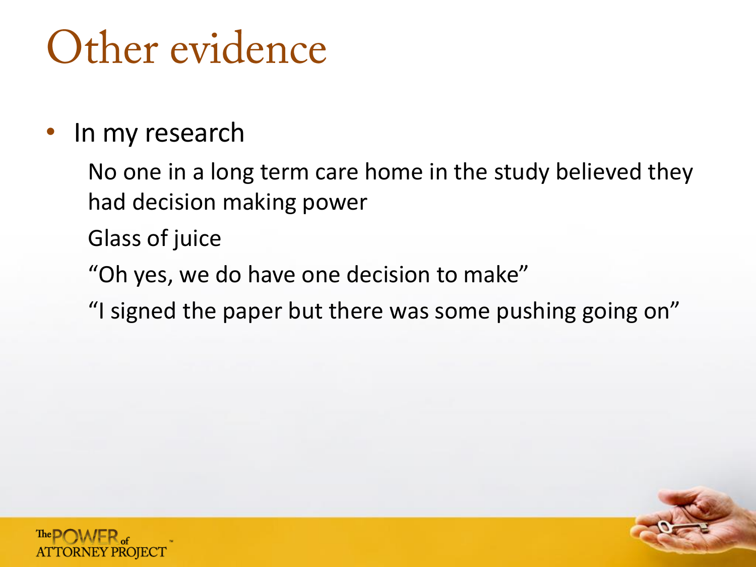# Other evidence

- In my research
  - No one in a long term care home in the study believed they had decision making power
  - Glass of juice
  - "Oh yes, we do have one decision to make"
  - "I signed the paper but there was some pushing going on"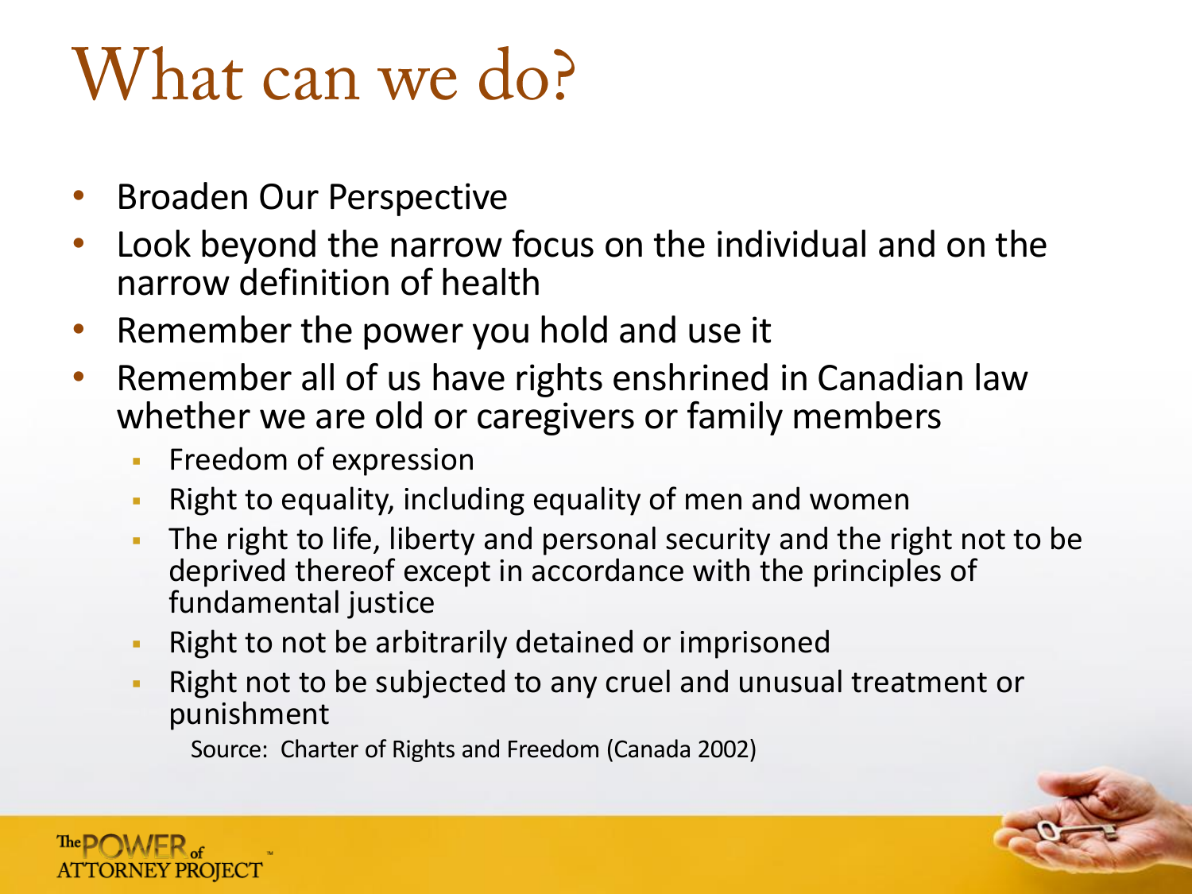# What can we do?

- Broaden Our Perspective
- Look beyond the narrow focus on the individual and on the narrow definition of health
- Remember the power you hold and use it
- Remember all of us have rights enshrined in Canadian law whether we are old or caregivers or family members
  - Freedom of expression
  - Right to equality, including equality of men and women
  - The right to life, liberty and personal security and the right not to be deprived thereof except in accordance with the principles of fundamental justice
  - Right to not be arbitrarily detained or imprisoned
  - Right not to be subjected to any cruel and unusual treatment or punishment

Source: Charter of Rights and Freedom (Canada 2002)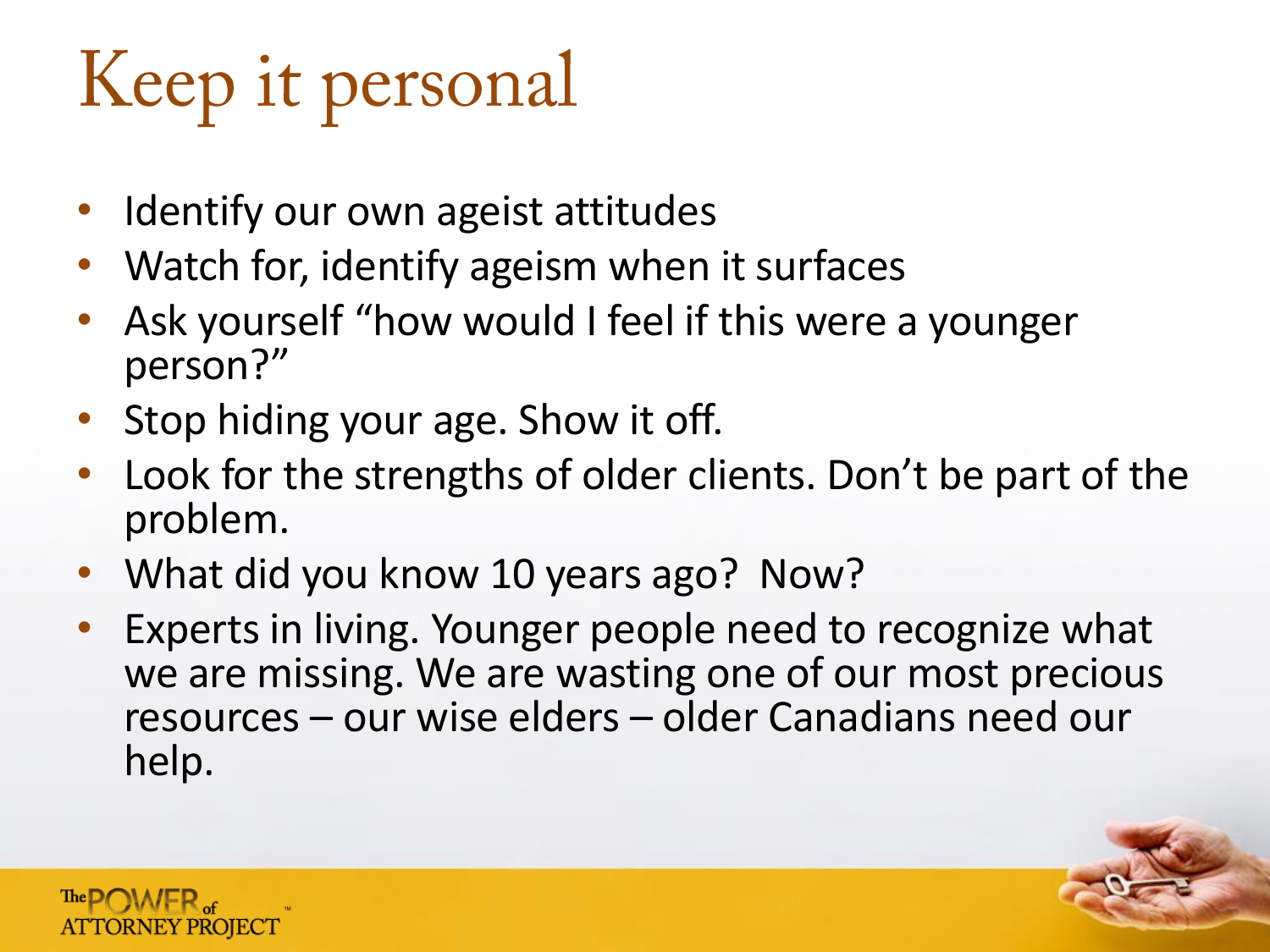# Keep it personal

- Identify our own ageist attitudes
- Watch for, identify ageism when it surfaces
- Ask yourself "how would I feel if this were a younger person?"
- Stop hiding your age. Show it off.
- Look for the strengths of older clients. Don't be part of the problem.
- What did you know 10 years ago? Now?
- Experts in living. Younger people need to recognize what we are missing. We are wasting one of our most precious resources – our wise elders – older Canadians need our help.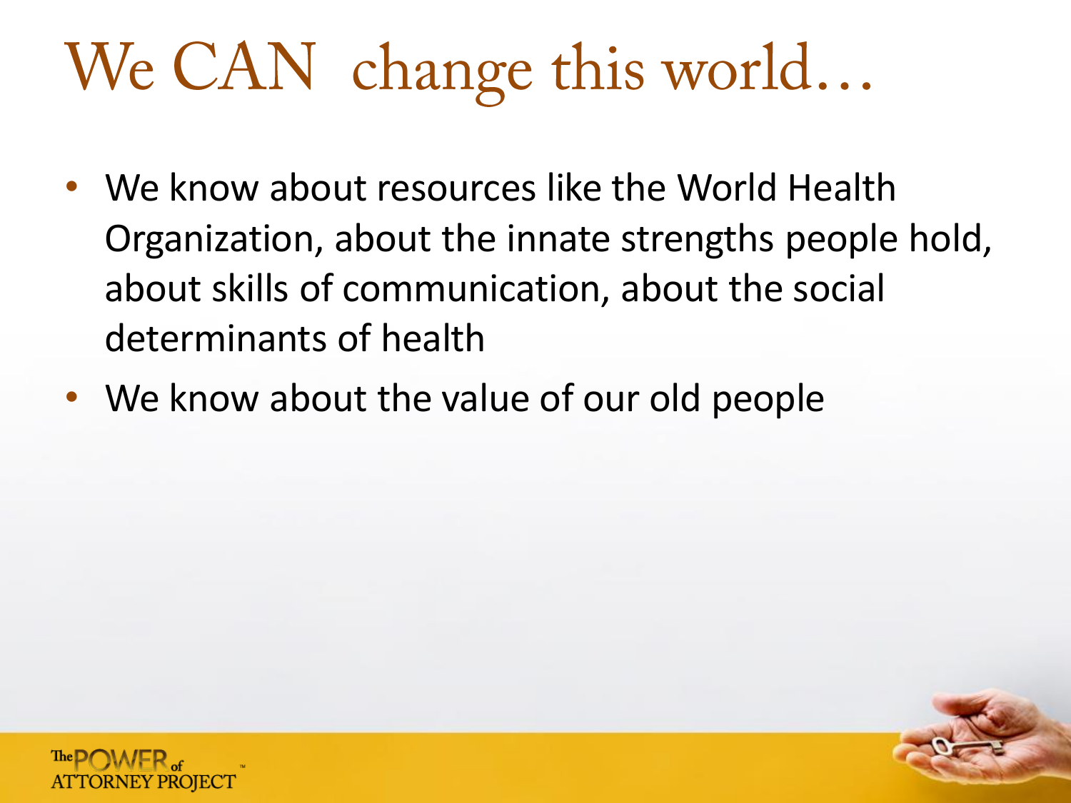# We CAN change this world…

- We know about resources like the World Health Organization, about the innate strengths people hold, about skills of communication, about the social determinants of health
- We know about the value of our old people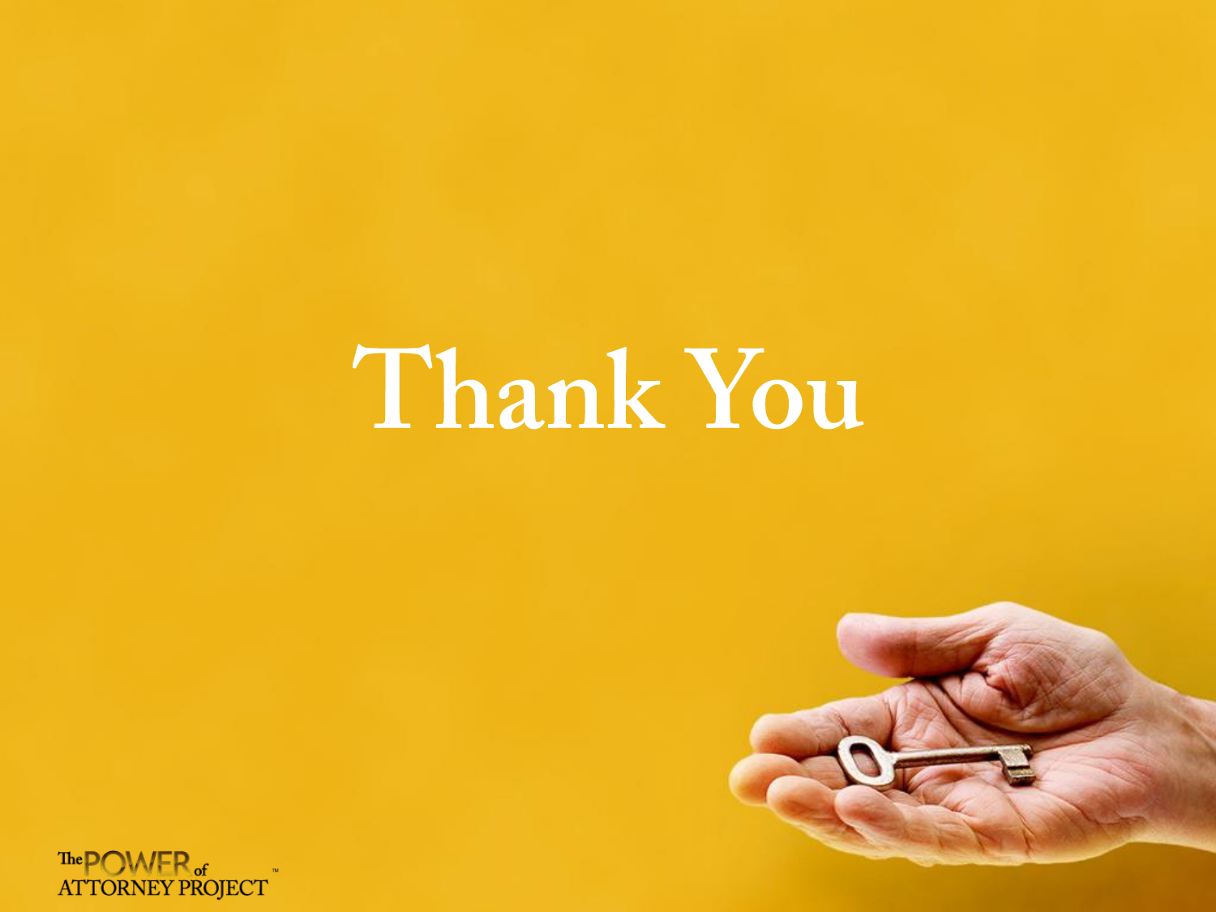# Thank You

The POWER of ATTORNEY PROJECT™